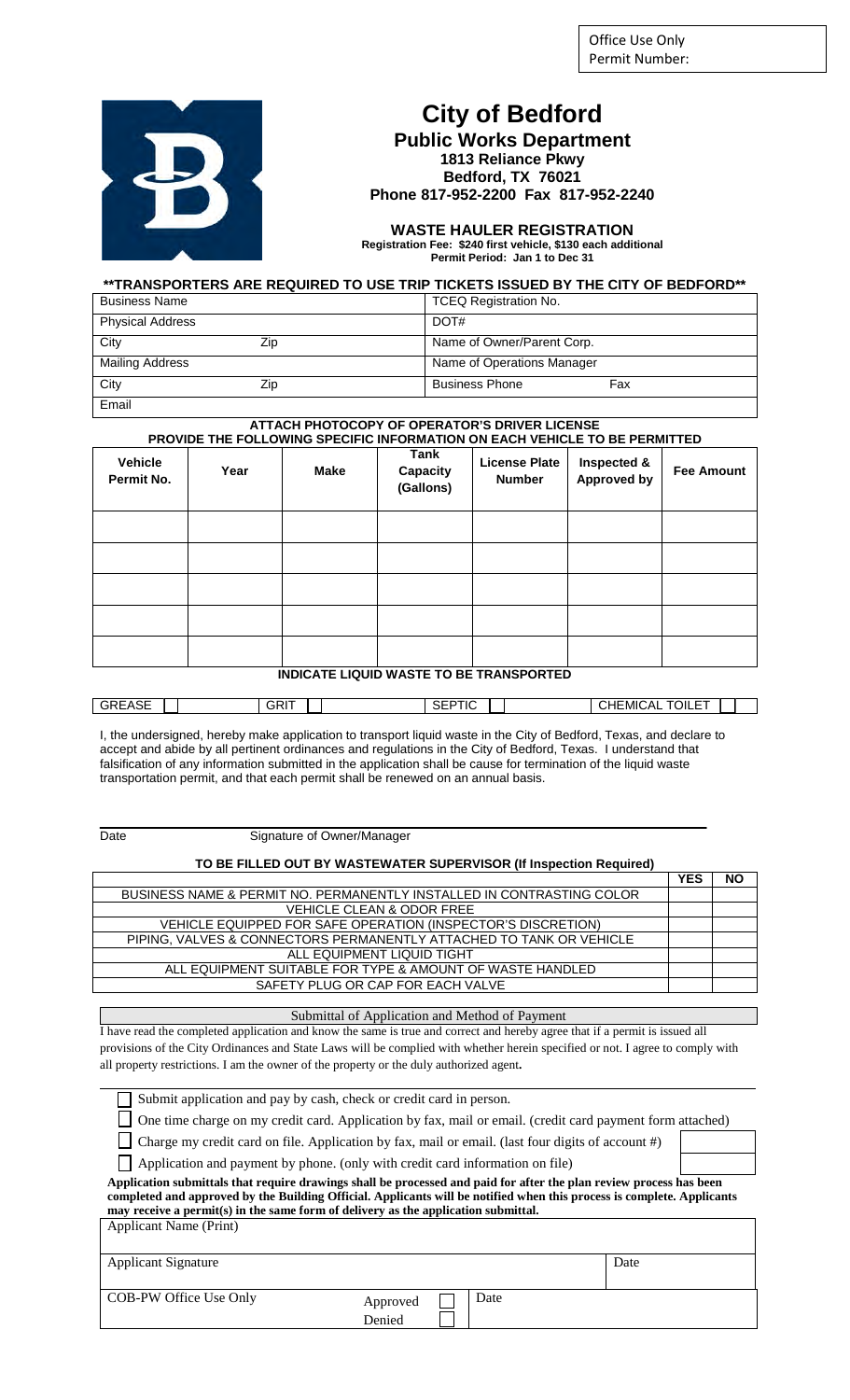Office Use Only
Permit Number:

# City of Bedford

## Public Works Department

**1813 Reliance Pkwy**
**Bedford, TX 76021**
**Phone 817-952-2200 Fax 817-952-2240**

### WASTE HAULER REGISTRATION

**Registration Fee: $240 first vehicle, $130 each additional**
**Permit Period: Jan 1 to Dec 31**

**\*\*TRANSPORTERS ARE REQUIRED TO USE TRIP TICKETS ISSUED BY THE CITY OF BEDFORD\*\***

| | |
|---|---|
| Business Name | TCEQ Registration No. |
| Physical Address | DOT# |
| City Zip | Name of Owner/Parent Corp. |
| Mailing Address | Name of Operations Manager |
| City Zip | Business Phone Fax |
| Email | |

**ATTACH PHOTOCOPY OF OPERATOR'S DRIVER LICENSE**
**PROVIDE THE FOLLOWING SPECIFIC INFORMATION ON EACH VEHICLE TO BE PERMITTED**

| Vehicle Permit No. | Year | Make | Tank Capacity (Gallons) | License Plate Number | Inspected & Approved by | Fee Amount |
|---|---|---|---|---|---|---|
| | | | | | | |
| | | | | | | |
| | | | | | | |
| | | | | | | |
| | | | | | | |

**INDICATE LIQUID WASTE TO BE TRANSPORTED**

| GREASE ☐ | GRIT ☐ | SEPTIC ☐ | CHEMICAL TOILET ☐ |
|---|---|---|---|

I, the undersigned, hereby make application to transport liquid waste in the City of Bedford, Texas, and declare to accept and abide by all pertinent ordinances and regulations in the City of Bedford, Texas. I understand that falsification of any information submitted in the application shall be cause for termination of the liquid waste transportation permit, and that each permit shall be renewed on an annual basis.

Date \_\_\_\_\_\_\_\_ Signature of Owner/Manager \_\_\_\_\_\_\_\_

**TO BE FILLED OUT BY WASTEWATER SUPERVISOR (If Inspection Required)**

| | YES | NO |
|---|---|---|
| BUSINESS NAME & PERMIT NO. PERMANENTLY INSTALLED IN CONTRASTING COLOR | | |
| VEHICLE CLEAN & ODOR FREE | | |
| VEHICLE EQUIPPED FOR SAFE OPERATION (INSPECTOR'S DISCRETION) | | |
| PIPING, VALVES & CONNECTORS PERMANENTLY ATTACHED TO TANK OR VEHICLE | | |
| ALL EQUIPMENT LIQUID TIGHT | | |
| ALL EQUIPMENT SUITABLE FOR TYPE & AMOUNT OF WASTE HANDLED | | |
| SAFETY PLUG OR CAP FOR EACH VALVE | | |

Submittal of Application and Method of Payment

I have read the completed application and know the same is true and correct and hereby agree that if a permit is issued all provisions of the City Ordinances and State Laws will be complied with whether herein specified or not. I agree to comply with all property restrictions. I am the owner of the property or the duly authorized agent.

- ☐ Submit application and pay by cash, check or credit card in person.
- ☐ One time charge on my credit card. Application by fax, mail or email. (credit card payment form attached)
- ☐ Charge my credit card on file. Application by fax, mail or email. (last four digits of account #)
- ☐ Application and payment by phone. (only with credit card information on file)

**Application submittals that require drawings shall be processed and paid for after the plan review process has been completed and approved by the Building Official. Applicants will be notified when this process is complete. Applicants may receive a permit(s) in the same form of delivery as the application submittal.**

| | | |
|---|---|---|
| Applicant Name (Print) | | |
| Applicant Signature | | Date |
| COB-PW Office Use Only | Approved ☐ Denied ☐ | Date |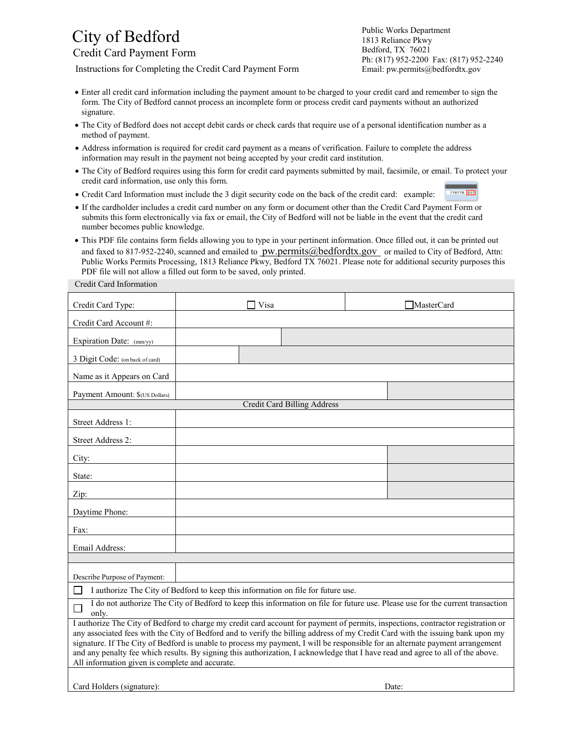# City of Bedford

## Credit Card Payment Form

Instructions for Completing the Credit Card Payment Form

Public Works Department
1813 Reliance Pkwy
Bedford, TX 76021
Ph: (817) 952-2200 Fax: (817) 952-2240
Email: pw.permits@bedfordtx.gov

- Enter all credit card information including the payment amount to be charged to your credit card and remember to sign the form. The City of Bedford cannot process an incomplete form or process credit card payments without an authorized signature.
- The City of Bedford does not accept debit cards or check cards that require use of a personal identification number as a method of payment.
- Address information is required for credit card payment as a means of verification. Failure to complete the address information may result in the payment not being accepted by your credit card institution.
- The City of Bedford requires using this form for credit card payments submitted by mail, facsimile, or email. To protect your credit card information, use only this form.
- Credit Card Information must include the 3 digit security code on the back of the credit card: example:
- If the cardholder includes a credit card number on any form or document other than the Credit Card Payment Form or submits this form electronically via fax or email, the City of Bedford will not be liable in the event that the credit card number becomes public knowledge.
- This PDF file contains form fields allowing you to type in your pertinent information. Once filled out, it can be printed out and faxed to 817-952-2240, scanned and emailed to pw.permits@bedfordtx.gov or mailed to City of Bedford, Attn: Public Works Permits Processing, 1813 Reliance Pkwy, Bedford TX 76021. Please note for additional security purposes this PDF file will not allow a filled out form to be saved, only printed.

Credit Card Information

| | | |
|---|---|---|
| Credit Card Type: | ☐ Visa | ☐ MasterCard |
| Credit Card Account #: | | |
| Expiration Date: (mm/yy) | | |
| 3 Digit Code: (on back of card) | | |
| Name as it Appears on Card | | |
| Payment Amount: $(US Dollars) | | |

Credit Card Billing Address

| | |
|---|---|
| Street Address 1: | |
| Street Address 2: | |
| City: | |
| State: | |
| Zip: | |
| Daytime Phone: | |
| Fax: | |
| Email Address: | |
| Describe Purpose of Payment: | |

☐ I authorize The City of Bedford to keep this information on file for future use.

☐ I do not authorize The City of Bedford to keep this information on file for future use. Please use for the current transaction only.

I authorize The City of Bedford to charge my credit card account for payment of permits, inspections, contractor registration or any associated fees with the City of Bedford and to verify the billing address of my Credit Card with the issuing bank upon my signature. If The City of Bedford is unable to process my payment, I will be responsible for an alternate payment arrangement and any penalty fee which results. By signing this authorization, I acknowledge that I have read and agree to all of the above. All information given is complete and accurate.

Card Holders (signature): Date: